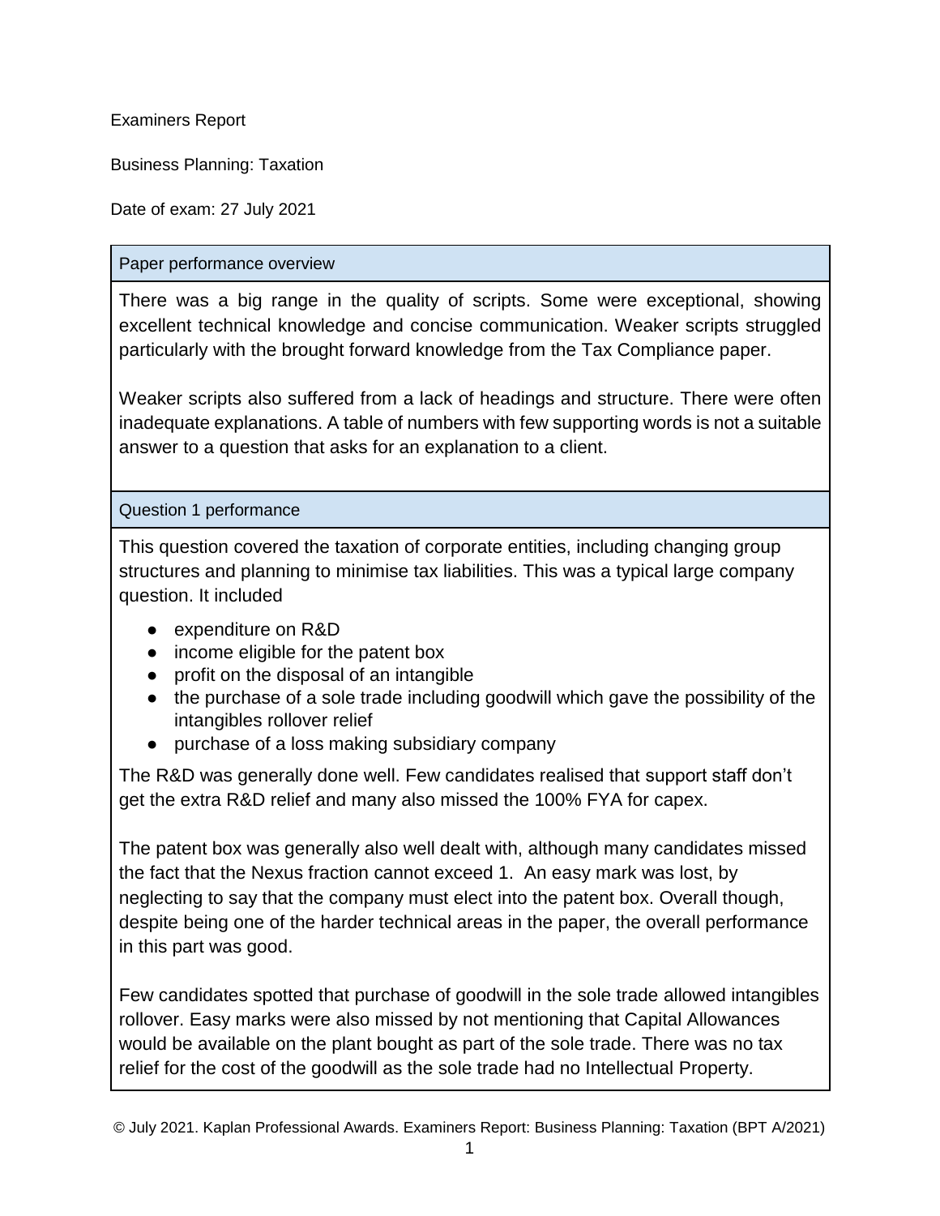Examiners Report

Business Planning: Taxation

Date of exam: 27 July 2021

## Paper performance overview

There was a big range in the quality of scripts. Some were exceptional, showing excellent technical knowledge and concise communication. Weaker scripts struggled particularly with the brought forward knowledge from the Tax Compliance paper.

Weaker scripts also suffered from a lack of headings and structure. There were often inadequate explanations. A table of numbers with few supporting words is not a suitable answer to a question that asks for an explanation to a client.

## Question 1 performance

This question covered the taxation of corporate entities, including changing group structures and planning to minimise tax liabilities. This was a typical large company question. It included

- expenditure on R&D
- income eligible for the patent box
- profit on the disposal of an intangible
- the purchase of a sole trade including goodwill which gave the possibility of the intangibles rollover relief
- purchase of a loss making subsidiary company

The R&D was generally done well. Few candidates realised that support staff don't get the extra R&D relief and many also missed the 100% FYA for capex.

The patent box was generally also well dealt with, although many candidates missed the fact that the Nexus fraction cannot exceed 1. An easy mark was lost, by neglecting to say that the company must elect into the patent box. Overall though, despite being one of the harder technical areas in the paper, the overall performance in this part was good.

Few candidates spotted that purchase of goodwill in the sole trade allowed intangibles rollover. Easy marks were also missed by not mentioning that Capital Allowances would be available on the plant bought as part of the sole trade. There was no tax relief for the cost of the goodwill as the sole trade had no Intellectual Property.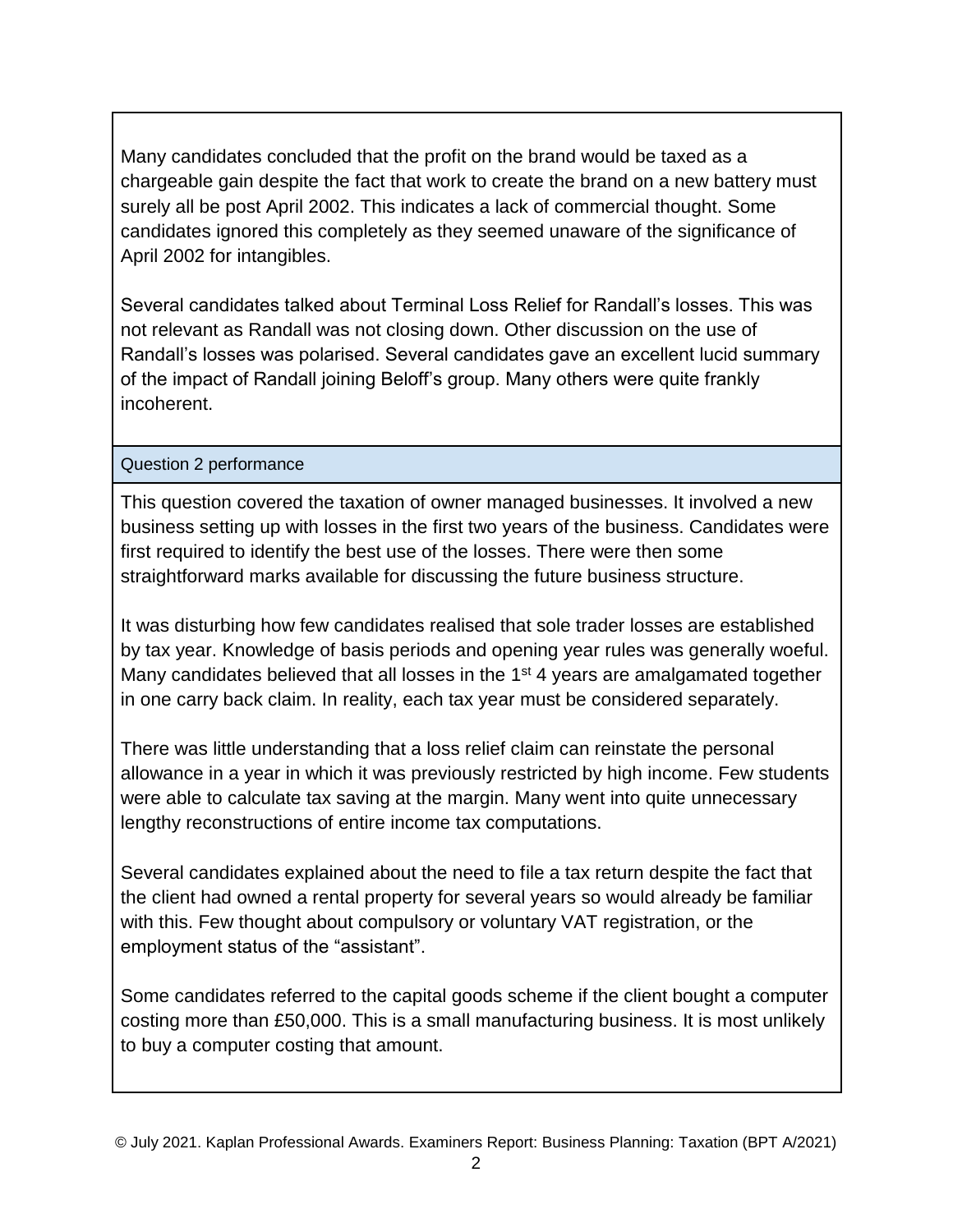Many candidates concluded that the profit on the brand would be taxed as a chargeable gain despite the fact that work to create the brand on a new battery must surely all be post April 2002. This indicates a lack of commercial thought. Some candidates ignored this completely as they seemed unaware of the significance of April 2002 for intangibles.

Several candidates talked about Terminal Loss Relief for Randall's losses. This was not relevant as Randall was not closing down. Other discussion on the use of Randall's losses was polarised. Several candidates gave an excellent lucid summary of the impact of Randall joining Beloff's group. Many others were quite frankly incoherent.

## Question 2 performance

This question covered the taxation of owner managed businesses. It involved a new business setting up with losses in the first two years of the business. Candidates were first required to identify the best use of the losses. There were then some straightforward marks available for discussing the future business structure.

It was disturbing how few candidates realised that sole trader losses are established by tax year. Knowledge of basis periods and opening year rules was generally woeful. Many candidates believed that all losses in the 1st 4 years are amalgamated together in one carry back claim. In reality, each tax year must be considered separately.

There was little understanding that a loss relief claim can reinstate the personal allowance in a year in which it was previously restricted by high income. Few students were able to calculate tax saving at the margin. Many went into quite unnecessary lengthy reconstructions of entire income tax computations.

Several candidates explained about the need to file a tax return despite the fact that the client had owned a rental property for several years so would already be familiar with this. Few thought about compulsory or voluntary VAT registration, or the employment status of the "assistant".

Some candidates referred to the capital goods scheme if the client bought a computer costing more than £50,000. This is a small manufacturing business. It is most unlikely to buy a computer costing that amount.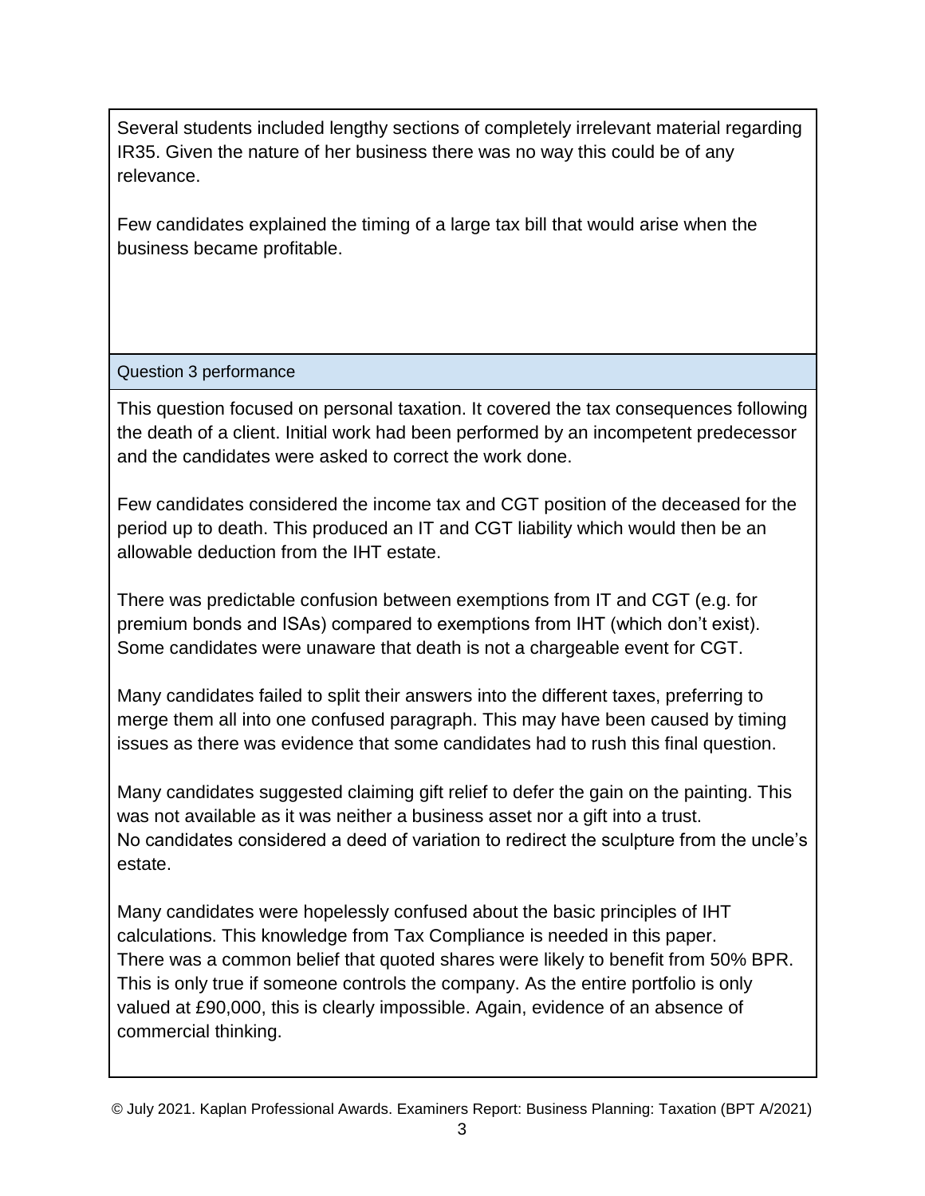Several students included lengthy sections of completely irrelevant material regarding IR35. Given the nature of her business there was no way this could be of any relevance.

Few candidates explained the timing of a large tax bill that would arise when the business became profitable.

## Question 3 performance

This question focused on personal taxation. It covered the tax consequences following the death of a client. Initial work had been performed by an incompetent predecessor and the candidates were asked to correct the work done.

Few candidates considered the income tax and CGT position of the deceased for the period up to death. This produced an IT and CGT liability which would then be an allowable deduction from the IHT estate.

There was predictable confusion between exemptions from IT and CGT (e.g. for premium bonds and ISAs) compared to exemptions from IHT (which don't exist). Some candidates were unaware that death is not a chargeable event for CGT.

Many candidates failed to split their answers into the different taxes, preferring to merge them all into one confused paragraph. This may have been caused by timing issues as there was evidence that some candidates had to rush this final question.

Many candidates suggested claiming gift relief to defer the gain on the painting. This was not available as it was neither a business asset nor a gift into a trust.
No candidates considered a deed of variation to redirect the sculpture from the uncle's estate.

Many candidates were hopelessly confused about the basic principles of IHT calculations. This knowledge from Tax Compliance is needed in this paper.
There was a common belief that quoted shares were likely to benefit from 50% BPR. This is only true if someone controls the company. As the entire portfolio is only valued at £90,000, this is clearly impossible. Again, evidence of an absence of commercial thinking.

© July 2021. Kaplan Professional Awards. Examiners Report: Business Planning: Taxation (BPT A/2021)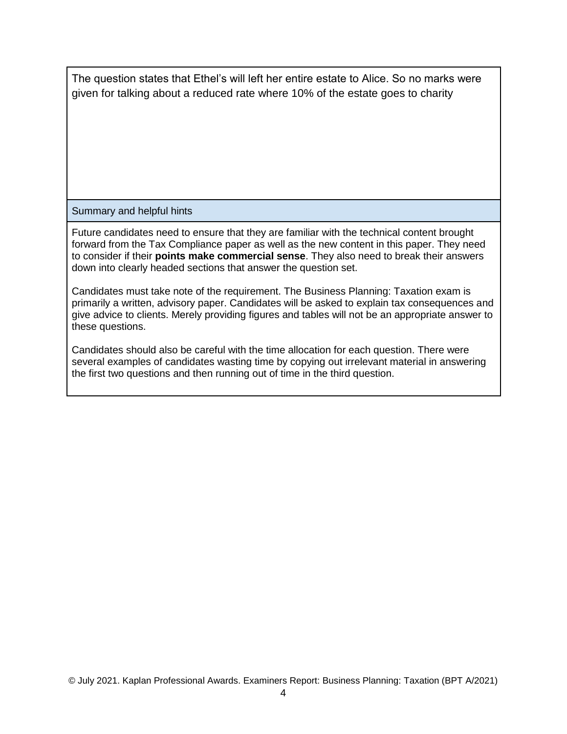The question states that Ethel's will left her entire estate to Alice. So no marks were given for talking about a reduced rate where 10% of the estate goes to charity

## Summary and helpful hints

Future candidates need to ensure that they are familiar with the technical content brought forward from the Tax Compliance paper as well as the new content in this paper. They need to consider if their **points make commercial sense**. They also need to break their answers down into clearly headed sections that answer the question set.

Candidates must take note of the requirement. The Business Planning: Taxation exam is primarily a written, advisory paper. Candidates will be asked to explain tax consequences and give advice to clients. Merely providing figures and tables will not be an appropriate answer to these questions.

Candidates should also be careful with the time allocation for each question. There were several examples of candidates wasting time by copying out irrelevant material in answering the first two questions and then running out of time in the third question.